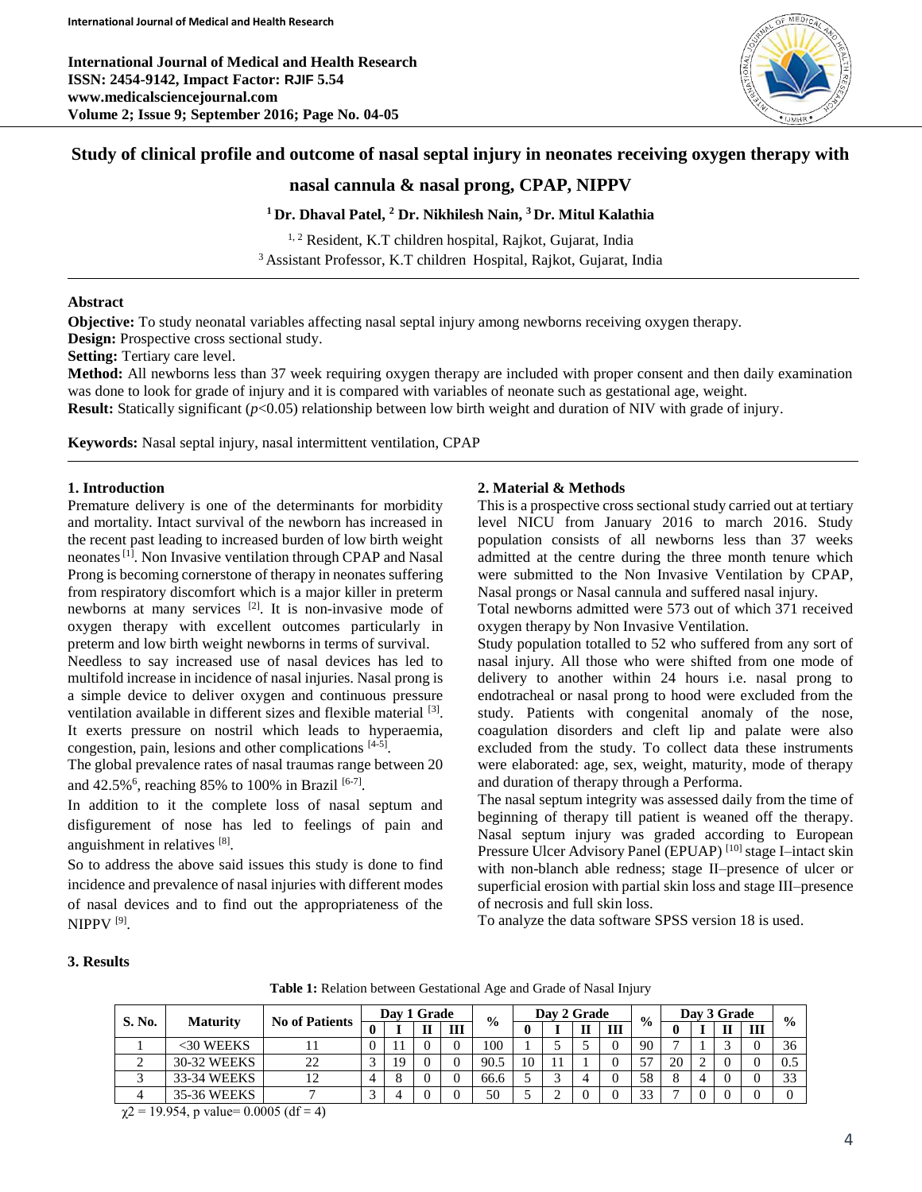# Study of clinical profile and outcome of nasal septal injury in neonates receiving oxygen therapy with nasal cannula & nasal prong, CPAP, NIPPV

[1] Dr. Dhaval Patel, [2] Dr. Nikhilesh Nain, [3] Dr. Mitul Kalathia

[1, 2] Resident, K.T children hospital, Rajkot, Gujarat, India
[3] Assistant Professor, K.T children Hospital, Rajkot, Gujarat, India

## Abstract

**Objective:** To study neonatal variables affecting nasal septal injury among newborns receiving oxygen therapy.
**Design:** Prospective cross sectional study.
**Setting:** Tertiary care level.
**Method:** All newborns less than 37 week requiring oxygen therapy are included with proper consent and then daily examination was done to look for grade of injury and it is compared with variables of neonate such as gestational age, weight.
**Result:** Statically significant ($p<0.05$) relationship between low birth weight and duration of NIV with grade of injury.

**Keywords:** Nasal septal injury, nasal intermittent ventilation, CPAP

## 1. Introduction

Premature delivery is one of the determinants for morbidity and mortality. Intact survival of the newborn has increased in the recent past leading to increased burden of low birth weight neonates [1]. Non Invasive ventilation through CPAP and Nasal Prong is becoming cornerstone of therapy in neonates suffering from respiratory discomfort which is a major killer in preterm newborns at many services [2]. It is non-invasive mode of oxygen therapy with excellent outcomes particularly in preterm and low birth weight newborns in terms of survival.

Needless to say increased use of nasal devices has led to multifold increase in incidence of nasal injuries. Nasal prong is a simple device to deliver oxygen and continuous pressure ventilation available in different sizes and flexible material [3]. It exerts pressure on nostril which leads to hyperaemia, congestion, pain, lesions and other complications [4-5].

The global prevalence rates of nasal traumas range between 20 and 42.5%[6], reaching 85% to 100% in Brazil [6-7].

In addition to it the complete loss of nasal septum and disfigurement of nose has led to feelings of pain and anguishment in relatives [8].

So to address the above said issues this study is done to find incidence and prevalence of nasal injuries with different modes of nasal devices and to find out the appropriateness of the NIPPV [9].

## 2. Material & Methods

This is a prospective cross sectional study carried out at tertiary level NICU from January 2016 to march 2016. Study population consists of all newborns less than 37 weeks admitted at the centre during the three month tenure which were submitted to the Non Invasive Ventilation by CPAP, Nasal prongs or Nasal cannula and suffered nasal injury.

Total newborns admitted were 573 out of which 371 received oxygen therapy by Non Invasive Ventilation.

Study population totalled to 52 who suffered from any sort of nasal injury. All those who were shifted from one mode of delivery to another within 24 hours i.e. nasal prong to endotracheal or nasal prong to hood were excluded from the study. Patients with congenital anomaly of the nose, coagulation disorders and cleft lip and palate were also excluded from the study. To collect data these instruments were elaborated: age, sex, weight, maturity, mode of therapy and duration of therapy through a Performa.

The nasal septum integrity was assessed daily from the time of beginning of therapy till patient is weaned off the therapy. Nasal septum injury was graded according to European Pressure Ulcer Advisory Panel (EPUAP) [10] stage I–intact skin with non-blanch able redness; stage II–presence of ulcer or superficial erosion with partial skin loss and stage III–presence of necrosis and full skin loss.

To analyze the data software SPSS version 18 is used.

## 3. Results

**Table 1:** Relation between Gestational Age and Grade of Nasal Injury

| S. No. | Maturity | No of Patients | Day 1 Grade | | | | % | Day 2 Grade | | | | % | Day 3 Grade | | | | % |
|---|---|---|---|---|---|---|---|---|---|---|---|---|---|---|---|---|---|
| | | | 0 | I | II | III | | 0 | I | II | III | | 0 | I | II | III | |
| 1 | <30 WEEKS | 11 | 0 | 11 | 0 | 0 | 100 | 1 | 5 | 5 | 0 | 90 | 7 | 1 | 3 | 0 | 36 |
| 2 | 30-32 WEEKS | 22 | 3 | 19 | 0 | 0 | 90.5 | 10 | 11 | 1 | 0 | 57 | 20 | 2 | 0 | 0 | 0.5 |
| 3 | 33-34 WEEKS | 12 | 4 | 8 | 0 | 0 | 66.6 | 5 | 3 | 4 | 0 | 58 | 8 | 4 | 0 | 0 | 33 |
| 4 | 35-36 WEEKS | 7 | 3 | 4 | 0 | 0 | 50 | 5 | 2 | 0 | 0 | 33 | 7 | 0 | 0 | 0 | 0 |

$\chi^2 = 19.954$, p value= 0.0005 (df = 4)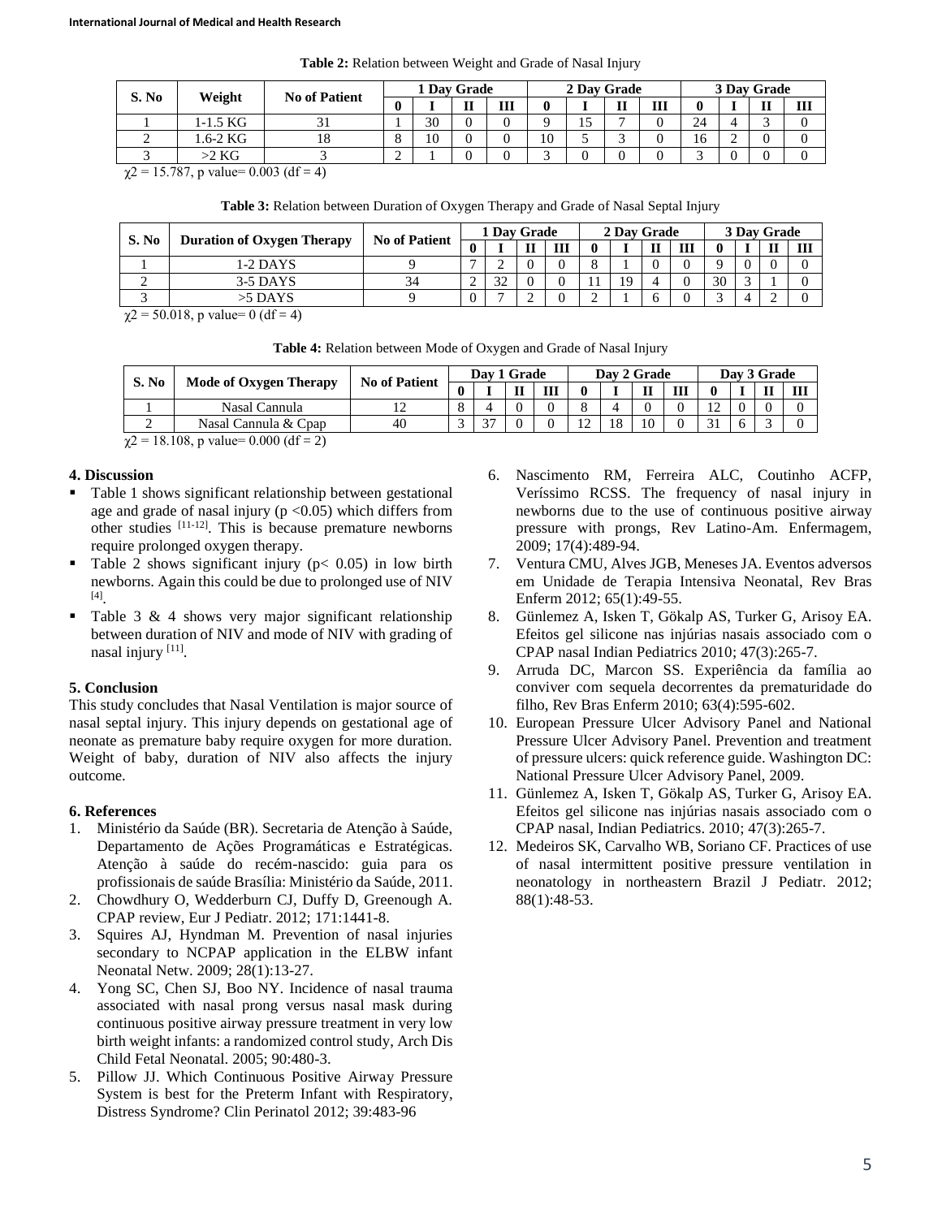**Table 2:** Relation between Weight and Grade of Nasal Injury

| S. No | Weight | No of Patient | 1 Day Grade | | | | 2 Day Grade | | | | 3 Day Grade | | | |
|---|---|---|---|---|---|---|---|---|---|---|---|---|---|---|
| | | | 0 | I | II | III | 0 | I | II | III | 0 | I | II | III |
| 1 | 1-1.5 KG | 31 | 1 | 30 | 0 | 0 | 9 | 15 | 7 | 0 | 24 | 4 | 3 | 0 |
| 2 | 1.6-2 KG | 18 | 8 | 10 | 0 | 0 | 10 | 5 | 3 | 0 | 16 | 2 | 0 | 0 |
| 3 | >2 KG | 3 | 2 | 1 | 0 | 0 | 3 | 0 | 0 | 0 | 3 | 0 | 0 | 0 |

$\chi^2 = 15.787$, p value= 0.003 (df = 4)

**Table 3:** Relation between Duration of Oxygen Therapy and Grade of Nasal Septal Injury

| S. No | Duration of Oxygen Therapy | No of Patient | 1 Day Grade | | | | 2 Day Grade | | | | 3 Day Grade | | | |
|---|---|---|---|---|---|---|---|---|---|---|---|---|---|---|
| | | | 0 | I | II | III | 0 | I | II | III | 0 | I | II | III |
| 1 | 1-2 DAYS | 9 | 7 | 2 | 0 | 0 | 8 | 1 | 0 | 0 | 9 | 0 | 0 | 0 |
| 2 | 3-5 DAYS | 34 | 2 | 32 | 0 | 0 | 11 | 19 | 4 | 0 | 30 | 3 | 1 | 0 |
| 3 | >5 DAYS | 9 | 0 | 7 | 2 | 0 | 2 | 1 | 6 | 0 | 3 | 4 | 2 | 0 |

$\chi^2 = 50.018$, p value= 0 (df = 4)

**Table 4:** Relation between Mode of Oxygen and Grade of Nasal Injury

| S. No | Mode of Oxygen Therapy | No of Patient | Day 1 Grade | | | | Day 2 Grade | | | | Day 3 Grade | | | |
|---|---|---|---|---|---|---|---|---|---|---|---|---|---|---|
| | | | 0 | I | II | III | 0 | I | II | III | 0 | I | II | III |
| 1 | Nasal Cannula | 12 | 8 | 4 | 0 | 0 | 8 | 4 | 0 | 0 | 12 | 0 | 0 | 0 |
| 2 | Nasal Cannula & Cpap | 40 | 3 | 37 | 0 | 0 | 12 | 18 | 10 | 0 | 31 | 6 | 3 | 0 |

$\chi^2 = 18.108$, p value= 0.000 (df = 2)

## 4. Discussion

- Table 1 shows significant relationship between gestational age and grade of nasal injury ($p < 0.05$) which differs from other studies [11-12]. This is because premature newborns require prolonged oxygen therapy.
- Table 2 shows significant injury ($p < 0.05$) in low birth newborns. Again this could be due to prolonged use of NIV [4].
- Table 3 & 4 shows very major significant relationship between duration of NIV and mode of NIV with grading of nasal injury [11].

## 5. Conclusion

This study concludes that Nasal Ventilation is major source of nasal septal injury. This injury depends on gestational age of neonate as premature baby require oxygen for more duration. Weight of baby, duration of NIV also affects the injury outcome.

## 6. References

1. Ministério da Saúde (BR). Secretaria de Atenção à Saúde, Departamento de Ações Programáticas e Estratégicas. Atenção à saúde do recém-nascido: guia para os profissionais de saúde Brasília: Ministério da Saúde, 2011.
2. Chowdhury O, Wedderburn CJ, Duffy D, Greenough A. CPAP review, Eur J Pediatr. 2012; 171:1441-8.
3. Squires AJ, Hyndman M. Prevention of nasal injuries secondary to NCPAP application in the ELBW infant Neonatal Netw. 2009; 28(1):13-27.
4. Yong SC, Chen SJ, Boo NY. Incidence of nasal trauma associated with nasal prong versus nasal mask during continuous positive airway pressure treatment in very low birth weight infants: a randomized control study, Arch Dis Child Fetal Neonatal. 2005; 90:480-3.
5. Pillow JJ. Which Continuous Positive Airway Pressure System is best for the Preterm Infant with Respiratory, Distress Syndrome? Clin Perinatol 2012; 39:483-96
6. Nascimento RM, Ferreira ALC, Coutinho ACFP, Veríssimo RCSS. The frequency of nasal injury in newborns due to the use of continuous positive airway pressure with prongs, Rev Latino-Am. Enfermagem, 2009; 17(4):489-94.
7. Ventura CMU, Alves JGB, Meneses JA. Eventos adversos em Unidade de Terapia Intensiva Neonatal, Rev Bras Enferm 2012; 65(1):49-55.
8. Günlemez A, Isken T, Gökalp AS, Turker G, Arisoy EA. Efeitos gel silicone nas injúrias nasais associado com o CPAP nasal Indian Pediatrics 2010; 47(3):265-7.
9. Arruda DC, Marcon SS. Experiência da família ao conviver com sequela decorrentes da prematuridade do filho, Rev Bras Enferm 2010; 63(4):595-602.
10. European Pressure Ulcer Advisory Panel and National Pressure Ulcer Advisory Panel. Prevention and treatment of pressure ulcers: quick reference guide. Washington DC: National Pressure Ulcer Advisory Panel, 2009.
11. Günlemez A, Isken T, Gökalp AS, Turker G, Arisoy EA. Efeitos gel silicone nas injúrias nasais associado com o CPAP nasal, Indian Pediatrics. 2010; 47(3):265-7.
12. Medeiros SK, Carvalho WB, Soriano CF. Practices of use of nasal intermittent positive pressure ventilation in neonatology in northeastern Brazil J Pediatr. 2012; 88(1):48-53.